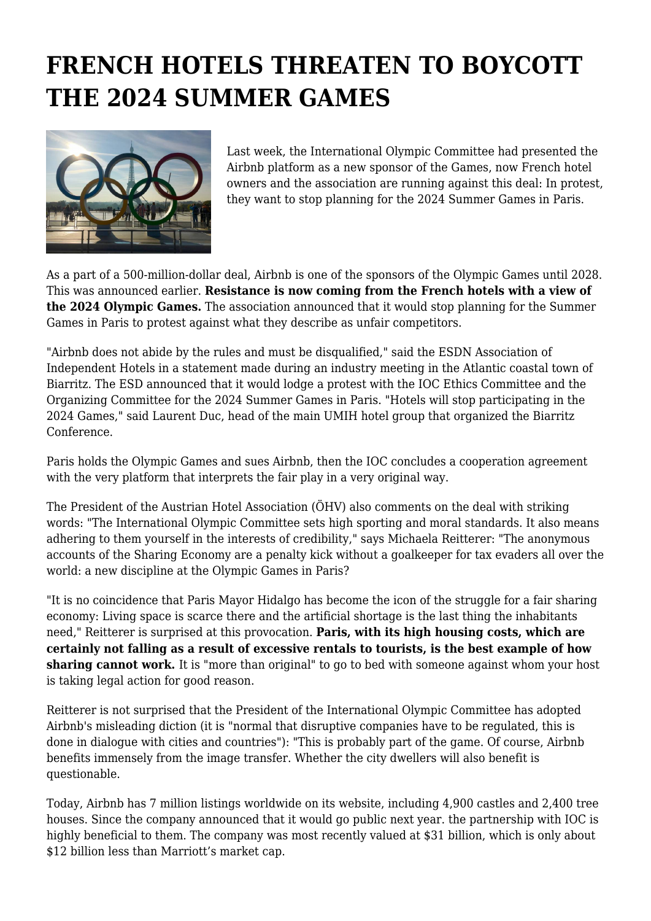# FRENCH HOTELS THREATEN TO BOYCOTT THE 2024 SUMMER GAMES

Last week, the International Olympic Committee had presented the Airbnb platform as a new sponsor of the Games, now French hotel owners and the association are running against this deal: In protest, they want to stop planning for the 2024 Summer Games in Paris.

As a part of a 500-million-dollar deal, Airbnb is one of the sponsors of the Olympic Games until 2028. This was announced earlier. **Resistance is now coming from the French hotels with a view of the 2024 Olympic Games.** The association announced that it would stop planning for the Summer Games in Paris to protest against what they describe as unfair competitors.

"Airbnb does not abide by the rules and must be disqualified," said the ESDN Association of Independent Hotels in a statement made during an industry meeting in the Atlantic coastal town of Biarritz. The ESD announced that it would lodge a protest with the IOC Ethics Committee and the Organizing Committee for the 2024 Summer Games in Paris. "Hotels will stop participating in the 2024 Games," said Laurent Duc, head of the main UMIH hotel group that organized the Biarritz Conference.

Paris holds the Olympic Games and sues Airbnb, then the IOC concludes a cooperation agreement with the very platform that interprets the fair play in a very original way.

The President of the Austrian Hotel Association (ÖHV) also comments on the deal with striking words: "The International Olympic Committee sets high sporting and moral standards. It also means adhering to them yourself in the interests of credibility," says Michaela Reitterer: "The anonymous accounts of the Sharing Economy are a penalty kick without a goalkeeper for tax evaders all over the world: a new discipline at the Olympic Games in Paris?

"It is no coincidence that Paris Mayor Hidalgo has become the icon of the struggle for a fair sharing economy: Living space is scarce there and the artificial shortage is the last thing the inhabitants need," Reitterer is surprised at this provocation. **Paris, with its high housing costs, which are certainly not falling as a result of excessive rentals to tourists, is the best example of how sharing cannot work.** It is "more than original" to go to bed with someone against whom your host is taking legal action for good reason.

Reitterer is not surprised that the President of the International Olympic Committee has adopted Airbnb's misleading diction (it is "normal that disruptive companies have to be regulated, this is done in dialogue with cities and countries"): "This is probably part of the game. Of course, Airbnb benefits immensely from the image transfer. Whether the city dwellers will also benefit is questionable.

Today, Airbnb has 7 million listings worldwide on its website, including 4,900 castles and 2,400 tree houses. Since the company announced that it would go public next year. the partnership with IOC is highly beneficial to them. The company was most recently valued at $31 billion, which is only about $12 billion less than Marriott's market cap.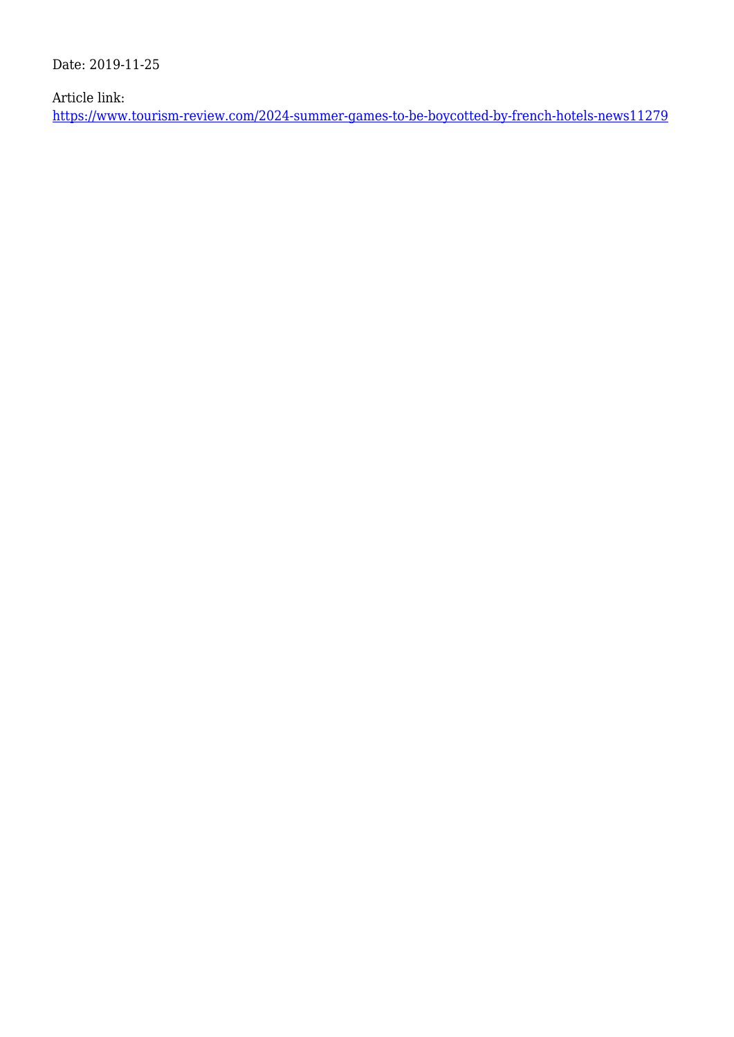Date: 2019-11-25

Article link:
[https://www.tourism-review.com/2024-summer-games-to-be-boycotted-by-french-hotels-news11279](https://www.tourism-review.com/2024-summer-games-to-be-boycotted-by-french-hotels-news11279)